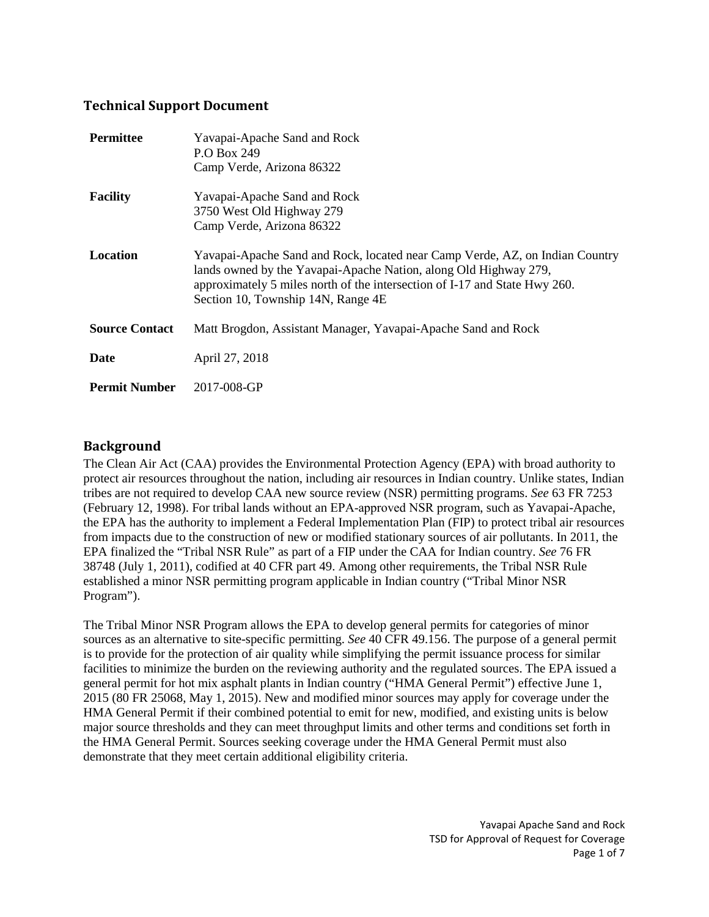## Technical Support Document

| | |
|---|---|
| **Permittee** | Yavapai-Apache Sand and Rock<br>P.O Box 249<br>Camp Verde, Arizona 86322 |
| **Facility** | Yavapai-Apache Sand and Rock<br>3750 West Old Highway 279<br>Camp Verde, Arizona 86322 |
| **Location** | Yavapai-Apache Sand and Rock, located near Camp Verde, AZ, on Indian Country lands owned by the Yavapai-Apache Nation, along Old Highway 279, approximately 5 miles north of the intersection of I-17 and State Hwy 260. Section 10, Township 14N, Range 4E |
| **Source Contact** | Matt Brogdon, Assistant Manager, Yavapai-Apache Sand and Rock |
| **Date** | April 27, 2018 |
| **Permit Number** | 2017-008-GP |

## Background

The Clean Air Act (CAA) provides the Environmental Protection Agency (EPA) with broad authority to protect air resources throughout the nation, including air resources in Indian country. Unlike states, Indian tribes are not required to develop CAA new source review (NSR) permitting programs. *See* 63 FR 7253 (February 12, 1998). For tribal lands without an EPA-approved NSR program, such as Yavapai-Apache, the EPA has the authority to implement a Federal Implementation Plan (FIP) to protect tribal air resources from impacts due to the construction of new or modified stationary sources of air pollutants. In 2011, the EPA finalized the "Tribal NSR Rule" as part of a FIP under the CAA for Indian country. *See* 76 FR 38748 (July 1, 2011), codified at 40 CFR part 49. Among other requirements, the Tribal NSR Rule established a minor NSR permitting program applicable in Indian country ("Tribal Minor NSR Program").

The Tribal Minor NSR Program allows the EPA to develop general permits for categories of minor sources as an alternative to site-specific permitting. *See* 40 CFR 49.156. The purpose of a general permit is to provide for the protection of air quality while simplifying the permit issuance process for similar facilities to minimize the burden on the reviewing authority and the regulated sources. The EPA issued a general permit for hot mix asphalt plants in Indian country ("HMA General Permit") effective June 1, 2015 (80 FR 25068, May 1, 2015). New and modified minor sources may apply for coverage under the HMA General Permit if their combined potential to emit for new, modified, and existing units is below major source thresholds and they can meet throughput limits and other terms and conditions set forth in the HMA General Permit. Sources seeking coverage under the HMA General Permit must also demonstrate that they meet certain additional eligibility criteria.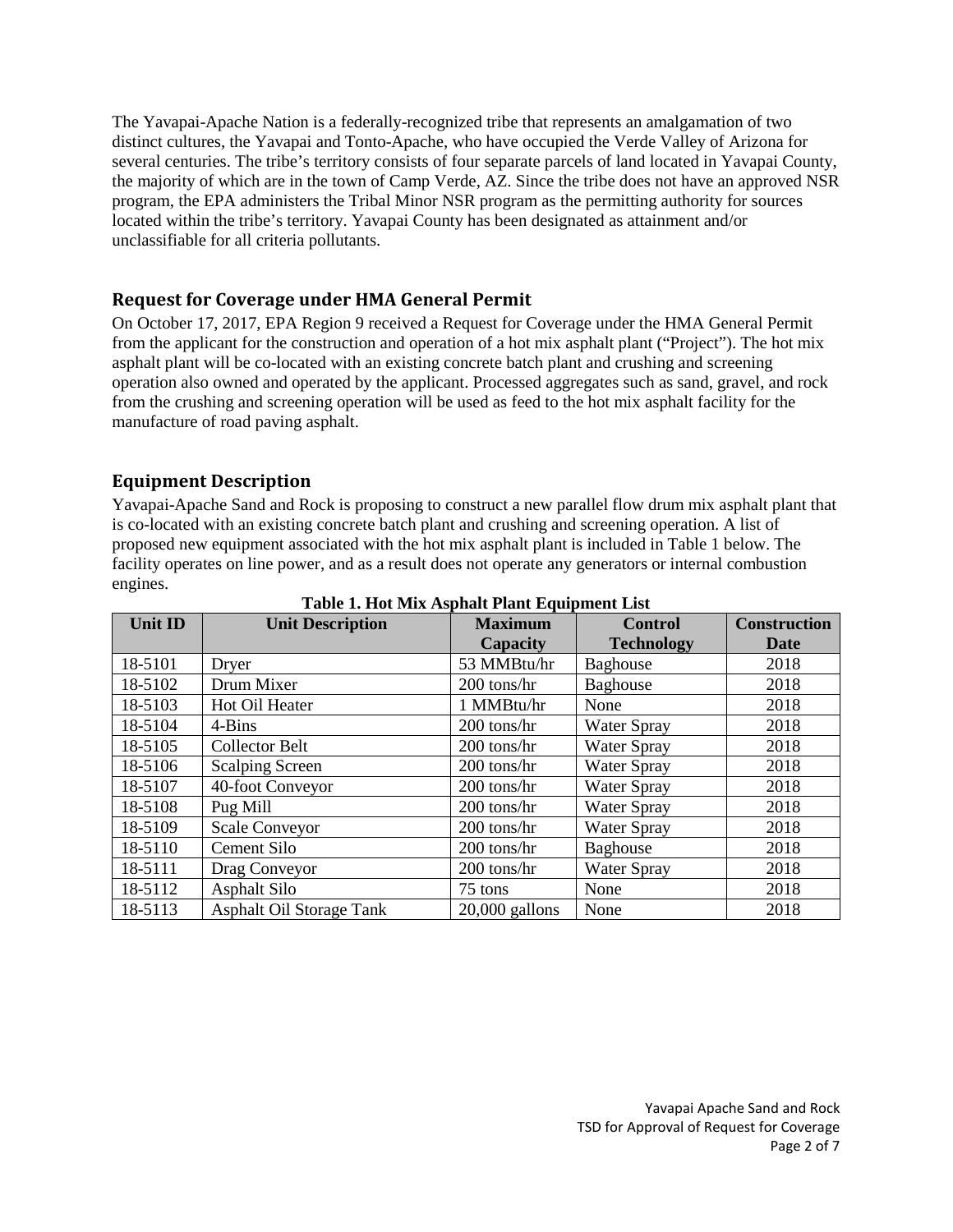The Yavapai-Apache Nation is a federally-recognized tribe that represents an amalgamation of two distinct cultures, the Yavapai and Tonto-Apache, who have occupied the Verde Valley of Arizona for several centuries. The tribe's territory consists of four separate parcels of land located in Yavapai County, the majority of which are in the town of Camp Verde, AZ. Since the tribe does not have an approved NSR program, the EPA administers the Tribal Minor NSR program as the permitting authority for sources located within the tribe's territory. Yavapai County has been designated as attainment and/or unclassifiable for all criteria pollutants.

## Request for Coverage under HMA General Permit

On October 17, 2017, EPA Region 9 received a Request for Coverage under the HMA General Permit from the applicant for the construction and operation of a hot mix asphalt plant ("Project"). The hot mix asphalt plant will be co-located with an existing concrete batch plant and crushing and screening operation also owned and operated by the applicant. Processed aggregates such as sand, gravel, and rock from the crushing and screening operation will be used as feed to the hot mix asphalt facility for the manufacture of road paving asphalt.

## Equipment Description

Yavapai-Apache Sand and Rock is proposing to construct a new parallel flow drum mix asphalt plant that is co-located with an existing concrete batch plant and crushing and screening operation. A list of proposed new equipment associated with the hot mix asphalt plant is included in Table 1 below. The facility operates on line power, and as a result does not operate any generators or internal combustion engines.

**Table 1. Hot Mix Asphalt Plant Equipment List**

| Unit ID | Unit Description | Maximum Capacity | Control Technology | Construction Date |
|---|---|---|---|---|
| 18-5101 | Dryer | 53 MMBtu/hr | Baghouse | 2018 |
| 18-5102 | Drum Mixer | 200 tons/hr | Baghouse | 2018 |
| 18-5103 | Hot Oil Heater | 1 MMBtu/hr | None | 2018 |
| 18-5104 | 4-Bins | 200 tons/hr | Water Spray | 2018 |
| 18-5105 | Collector Belt | 200 tons/hr | Water Spray | 2018 |
| 18-5106 | Scalping Screen | 200 tons/hr | Water Spray | 2018 |
| 18-5107 | 40-foot Conveyor | 200 tons/hr | Water Spray | 2018 |
| 18-5108 | Pug Mill | 200 tons/hr | Water Spray | 2018 |
| 18-5109 | Scale Conveyor | 200 tons/hr | Water Spray | 2018 |
| 18-5110 | Cement Silo | 200 tons/hr | Baghouse | 2018 |
| 18-5111 | Drag Conveyor | 200 tons/hr | Water Spray | 2018 |
| 18-5112 | Asphalt Silo | 75 tons | None | 2018 |
| 18-5113 | Asphalt Oil Storage Tank | 20,000 gallons | None | 2018 |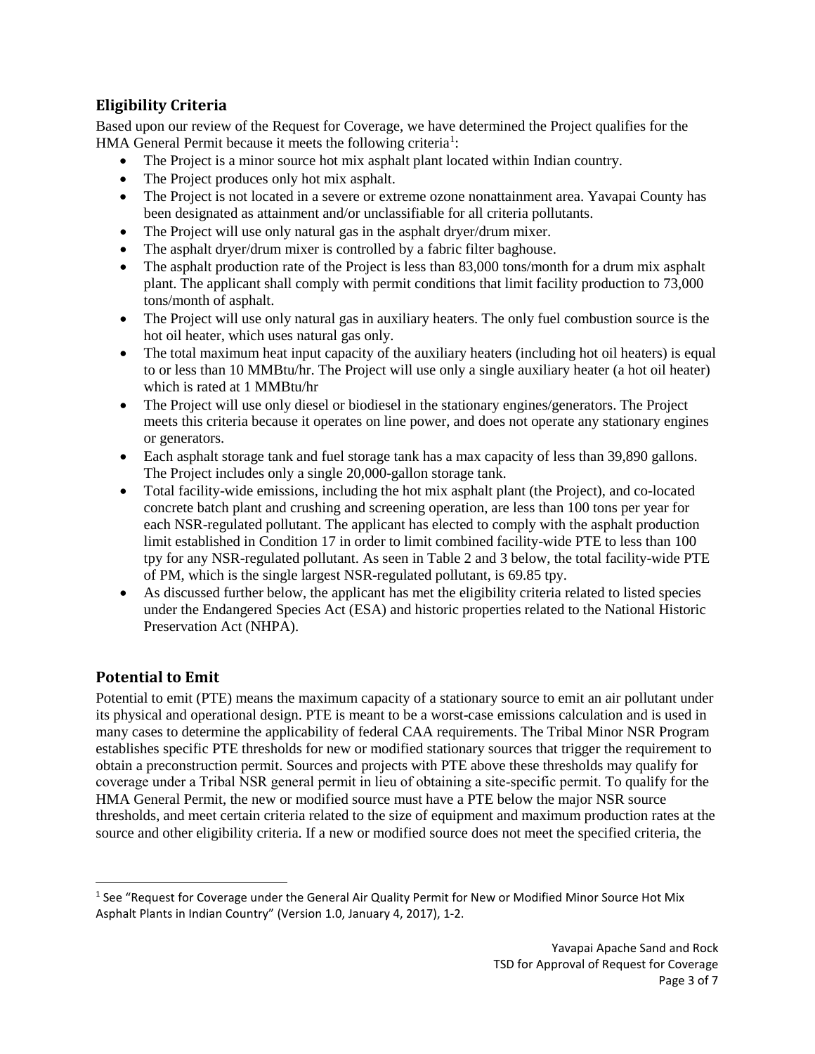## Eligibility Criteria

Based upon our review of the Request for Coverage, we have determined the Project qualifies for the HMA General Permit because it meets the following criteria[1]:

- The Project is a minor source hot mix asphalt plant located within Indian country.
- The Project produces only hot mix asphalt.
- The Project is not located in a severe or extreme ozone nonattainment area. Yavapai County has been designated as attainment and/or unclassifiable for all criteria pollutants.
- The Project will use only natural gas in the asphalt dryer/drum mixer.
- The asphalt dryer/drum mixer is controlled by a fabric filter baghouse.
- The asphalt production rate of the Project is less than 83,000 tons/month for a drum mix asphalt plant. The applicant shall comply with permit conditions that limit facility production to 73,000 tons/month of asphalt.
- The Project will use only natural gas in auxiliary heaters. The only fuel combustion source is the hot oil heater, which uses natural gas only.
- The total maximum heat input capacity of the auxiliary heaters (including hot oil heaters) is equal to or less than 10 MMBtu/hr. The Project will use only a single auxiliary heater (a hot oil heater) which is rated at 1 MMBtu/hr
- The Project will use only diesel or biodiesel in the stationary engines/generators. The Project meets this criteria because it operates on line power, and does not operate any stationary engines or generators.
- Each asphalt storage tank and fuel storage tank has a max capacity of less than 39,890 gallons. The Project includes only a single 20,000-gallon storage tank.
- Total facility-wide emissions, including the hot mix asphalt plant (the Project), and co-located concrete batch plant and crushing and screening operation, are less than 100 tons per year for each NSR-regulated pollutant. The applicant has elected to comply with the asphalt production limit established in Condition 17 in order to limit combined facility-wide PTE to less than 100 tpy for any NSR-regulated pollutant. As seen in Table 2 and 3 below, the total facility-wide PTE of PM, which is the single largest NSR-regulated pollutant, is 69.85 tpy.
- As discussed further below, the applicant has met the eligibility criteria related to listed species under the Endangered Species Act (ESA) and historic properties related to the National Historic Preservation Act (NHPA).

## Potential to Emit

Potential to emit (PTE) means the maximum capacity of a stationary source to emit an air pollutant under its physical and operational design. PTE is meant to be a worst-case emissions calculation and is used in many cases to determine the applicability of federal CAA requirements. The Tribal Minor NSR Program establishes specific PTE thresholds for new or modified stationary sources that trigger the requirement to obtain a preconstruction permit. Sources and projects with PTE above these thresholds may qualify for coverage under a Tribal NSR general permit in lieu of obtaining a site-specific permit. To qualify for the HMA General Permit, the new or modified source must have a PTE below the major NSR source thresholds, and meet certain criteria related to the size of equipment and maximum production rates at the source and other eligibility criteria. If a new or modified source does not meet the specified criteria, the

[1] See "Request for Coverage under the General Air Quality Permit for New or Modified Minor Source Hot Mix Asphalt Plants in Indian Country" (Version 1.0, January 4, 2017), 1-2.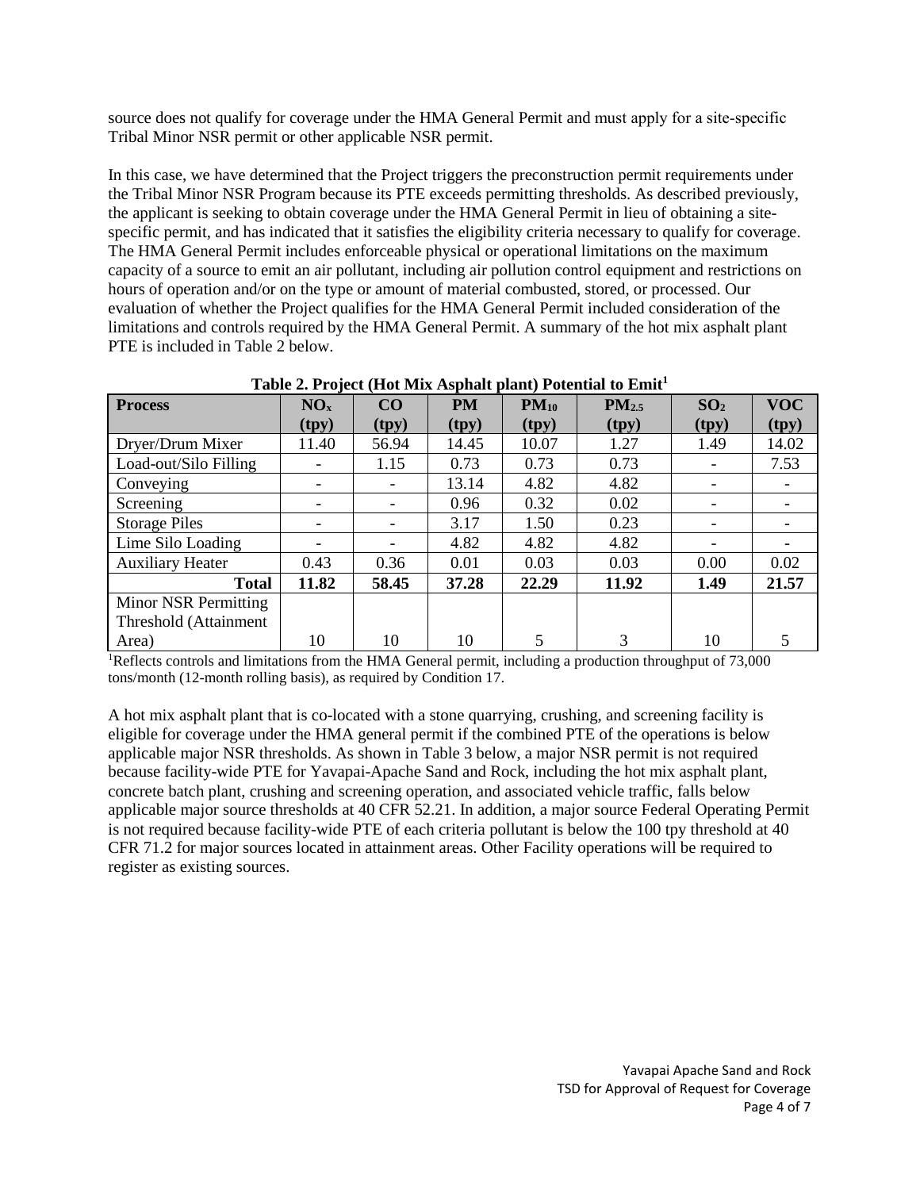source does not qualify for coverage under the HMA General Permit and must apply for a site-specific Tribal Minor NSR permit or other applicable NSR permit.

In this case, we have determined that the Project triggers the preconstruction permit requirements under the Tribal Minor NSR Program because its PTE exceeds permitting thresholds. As described previously, the applicant is seeking to obtain coverage under the HMA General Permit in lieu of obtaining a site-specific permit, and has indicated that it satisfies the eligibility criteria necessary to qualify for coverage. The HMA General Permit includes enforceable physical or operational limitations on the maximum capacity of a source to emit an air pollutant, including air pollution control equipment and restrictions on hours of operation and/or on the type or amount of material combusted, stored, or processed. Our evaluation of whether the Project qualifies for the HMA General Permit included consideration of the limitations and controls required by the HMA General Permit. A summary of the hot mix asphalt plant PTE is included in Table 2 below.

**Table 2. Project (Hot Mix Asphalt plant) Potential to Emit[1]**

| Process | $NO_x$ (tpy) | CO (tpy) | PM (tpy) | $PM_{10}$ (tpy) | $PM_{2.5}$ (tpy) | $SO_2$ (tpy) | VOC (tpy) |
|---|---|---|---|---|---|---|---|
| Dryer/Drum Mixer | 11.40 | 56.94 | 14.45 | 10.07 | 1.27 | 1.49 | 14.02 |
| Load-out/Silo Filling | - | 1.15 | 0.73 | 0.73 | 0.73 | - | 7.53 |
| Conveying | - | - | 13.14 | 4.82 | 4.82 | - | - |
| Screening | - | - | 0.96 | 0.32 | 0.02 | - | - |
| Storage Piles | - | - | 3.17 | 1.50 | 0.23 | - | - |
| Lime Silo Loading | - | - | 4.82 | 4.82 | 4.82 | - | - |
| Auxiliary Heater | 0.43 | 0.36 | 0.01 | 0.03 | 0.03 | 0.00 | 0.02 |
| **Total** | **11.82** | **58.45** | **37.28** | **22.29** | **11.92** | **1.49** | **21.57** |
| Minor NSR Permitting Threshold (Attainment Area) | 10 | 10 | 10 | 5 | 3 | 10 | 5 |

[1]Reflects controls and limitations from the HMA General permit, including a production throughput of 73,000 tons/month (12-month rolling basis), as required by Condition 17.

A hot mix asphalt plant that is co-located with a stone quarrying, crushing, and screening facility is eligible for coverage under the HMA general permit if the combined PTE of the operations is below applicable major NSR thresholds. As shown in Table 3 below, a major NSR permit is not required because facility-wide PTE for Yavapai-Apache Sand and Rock, including the hot mix asphalt plant, concrete batch plant, crushing and screening operation, and associated vehicle traffic, falls below applicable major source thresholds at 40 CFR 52.21. In addition, a major source Federal Operating Permit is not required because facility-wide PTE of each criteria pollutant is below the 100 tpy threshold at 40 CFR 71.2 for major sources located in attainment areas. Other Facility operations will be required to register as existing sources.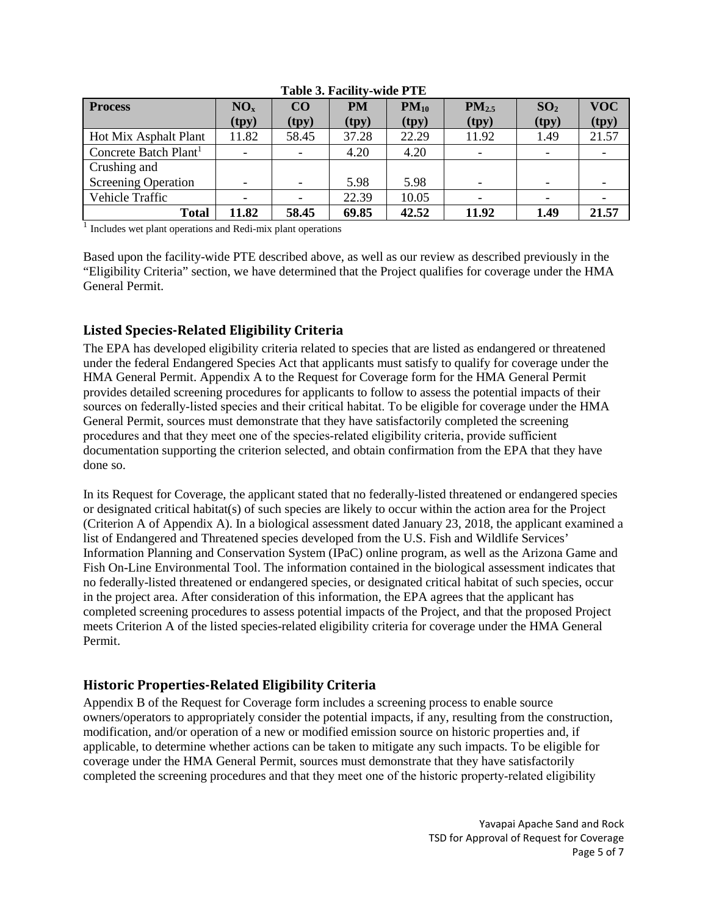**Table 3. Facility-wide PTE**

| Process | $NO_x$ (tpy) | CO (tpy) | PM (tpy) | $PM_{10}$ (tpy) | $PM_{2.5}$ (tpy) | $SO_2$ (tpy) | VOC (tpy) |
|---|---|---|---|---|---|---|---|
| Hot Mix Asphalt Plant | 11.82 | 58.45 | 37.28 | 22.29 | 11.92 | 1.49 | 21.57 |
| Concrete Batch Plant[1] | - | - | 4.20 | 4.20 | - | - | - |
| Crushing and Screening Operation | - | - | 5.98 | 5.98 | - | - | - |
| Vehicle Traffic | - | - | 22.39 | 10.05 | - | - | - |
| **Total** | **11.82** | **58.45** | **69.85** | **42.52** | **11.92** | **1.49** | **21.57** |

[1] Includes wet plant operations and Redi-mix plant operations

Based upon the facility-wide PTE described above, as well as our review as described previously in the "Eligibility Criteria" section, we have determined that the Project qualifies for coverage under the HMA General Permit.

## Listed Species-Related Eligibility Criteria

The EPA has developed eligibility criteria related to species that are listed as endangered or threatened under the federal Endangered Species Act that applicants must satisfy to qualify for coverage under the HMA General Permit. Appendix A to the Request for Coverage form for the HMA General Permit provides detailed screening procedures for applicants to follow to assess the potential impacts of their sources on federally-listed species and their critical habitat. To be eligible for coverage under the HMA General Permit, sources must demonstrate that they have satisfactorily completed the screening procedures and that they meet one of the species-related eligibility criteria, provide sufficient documentation supporting the criterion selected, and obtain confirmation from the EPA that they have done so.

In its Request for Coverage, the applicant stated that no federally-listed threatened or endangered species or designated critical habitat(s) of such species are likely to occur within the action area for the Project (Criterion A of Appendix A). In a biological assessment dated January 23, 2018, the applicant examined a list of Endangered and Threatened species developed from the U.S. Fish and Wildlife Services' Information Planning and Conservation System (IPaC) online program, as well as the Arizona Game and Fish On-Line Environmental Tool. The information contained in the biological assessment indicates that no federally-listed threatened or endangered species, or designated critical habitat of such species, occur in the project area. After consideration of this information, the EPA agrees that the applicant has completed screening procedures to assess potential impacts of the Project, and that the proposed Project meets Criterion A of the listed species-related eligibility criteria for coverage under the HMA General Permit.

## Historic Properties-Related Eligibility Criteria

Appendix B of the Request for Coverage form includes a screening process to enable source owners/operators to appropriately consider the potential impacts, if any, resulting from the construction, modification, and/or operation of a new or modified emission source on historic properties and, if applicable, to determine whether actions can be taken to mitigate any such impacts. To be eligible for coverage under the HMA General Permit, sources must demonstrate that they have satisfactorily completed the screening procedures and that they meet one of the historic property-related eligibility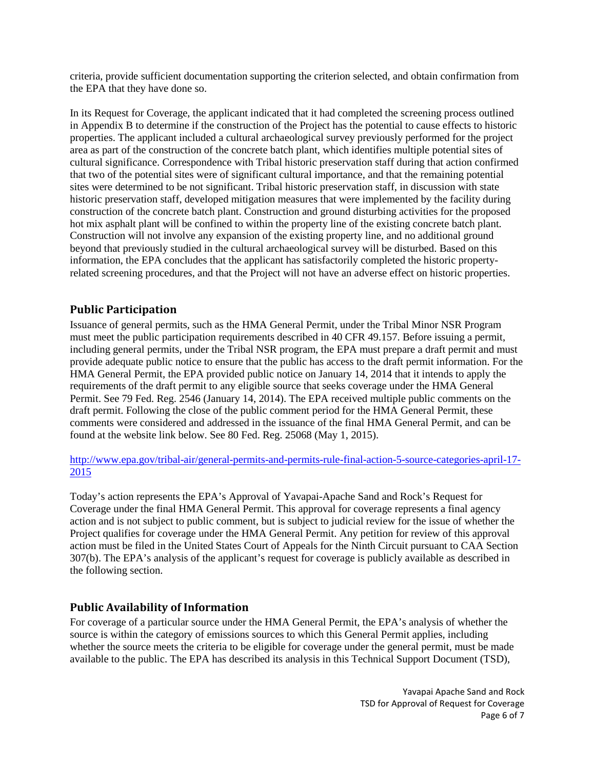criteria, provide sufficient documentation supporting the criterion selected, and obtain confirmation from the EPA that they have done so.

In its Request for Coverage, the applicant indicated that it had completed the screening process outlined in Appendix B to determine if the construction of the Project has the potential to cause effects to historic properties. The applicant included a cultural archaeological survey previously performed for the project area as part of the construction of the concrete batch plant, which identifies multiple potential sites of cultural significance. Correspondence with Tribal historic preservation staff during that action confirmed that two of the potential sites were of significant cultural importance, and that the remaining potential sites were determined to be not significant. Tribal historic preservation staff, in discussion with state historic preservation staff, developed mitigation measures that were implemented by the facility during construction of the concrete batch plant. Construction and ground disturbing activities for the proposed hot mix asphalt plant will be confined to within the property line of the existing concrete batch plant. Construction will not involve any expansion of the existing property line, and no additional ground beyond that previously studied in the cultural archaeological survey will be disturbed. Based on this information, the EPA concludes that the applicant has satisfactorily completed the historic property-related screening procedures, and that the Project will not have an adverse effect on historic properties.

## Public Participation

Issuance of general permits, such as the HMA General Permit, under the Tribal Minor NSR Program must meet the public participation requirements described in 40 CFR 49.157. Before issuing a permit, including general permits, under the Tribal NSR program, the EPA must prepare a draft permit and must provide adequate public notice to ensure that the public has access to the draft permit information. For the HMA General Permit, the EPA provided public notice on January 14, 2014 that it intends to apply the requirements of the draft permit to any eligible source that seeks coverage under the HMA General Permit. See 79 Fed. Reg. 2546 (January 14, 2014). The EPA received multiple public comments on the draft permit. Following the close of the public comment period for the HMA General Permit, these comments were considered and addressed in the issuance of the final HMA General Permit, and can be found at the website link below. See 80 Fed. Reg. 25068 (May 1, 2015).

http://www.epa.gov/tribal-air/general-permits-and-permits-rule-final-action-5-source-categories-april-17-2015

Today's action represents the EPA's Approval of Yavapai-Apache Sand and Rock's Request for Coverage under the final HMA General Permit. This approval for coverage represents a final agency action and is not subject to public comment, but is subject to judicial review for the issue of whether the Project qualifies for coverage under the HMA General Permit. Any petition for review of this approval action must be filed in the United States Court of Appeals for the Ninth Circuit pursuant to CAA Section 307(b). The EPA's analysis of the applicant's request for coverage is publicly available as described in the following section.

## Public Availability of Information

For coverage of a particular source under the HMA General Permit, the EPA's analysis of whether the source is within the category of emissions sources to which this General Permit applies, including whether the source meets the criteria to be eligible for coverage under the general permit, must be made available to the public. The EPA has described its analysis in this Technical Support Document (TSD),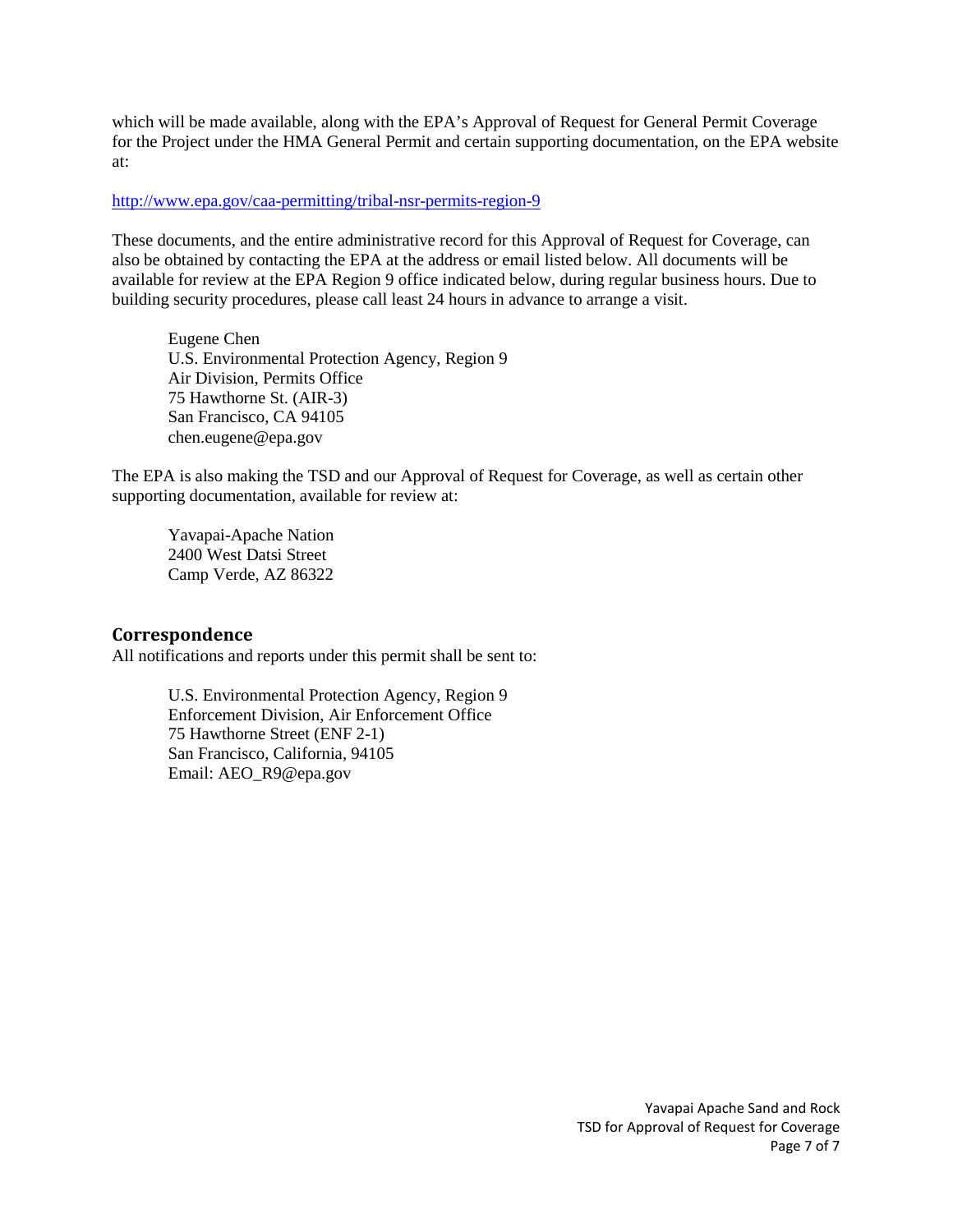which will be made available, along with the EPA's Approval of Request for General Permit Coverage for the Project under the HMA General Permit and certain supporting documentation, on the EPA website at:

http://www.epa.gov/caa-permitting/tribal-nsr-permits-region-9

These documents, and the entire administrative record for this Approval of Request for Coverage, can also be obtained by contacting the EPA at the address or email listed below. All documents will be available for review at the EPA Region 9 office indicated below, during regular business hours. Due to building security procedures, please call least 24 hours in advance to arrange a visit.

Eugene Chen
U.S. Environmental Protection Agency, Region 9
Air Division, Permits Office
75 Hawthorne St. (AIR-3)
San Francisco, CA 94105
chen.eugene@epa.gov

The EPA is also making the TSD and our Approval of Request for Coverage, as well as certain other supporting documentation, available for review at:

Yavapai-Apache Nation
2400 West Datsi Street
Camp Verde, AZ 86322

## Correspondence

All notifications and reports under this permit shall be sent to:

U.S. Environmental Protection Agency, Region 9
Enforcement Division, Air Enforcement Office
75 Hawthorne Street (ENF 2-1)
San Francisco, California, 94105
Email: AEO_R9@epa.gov